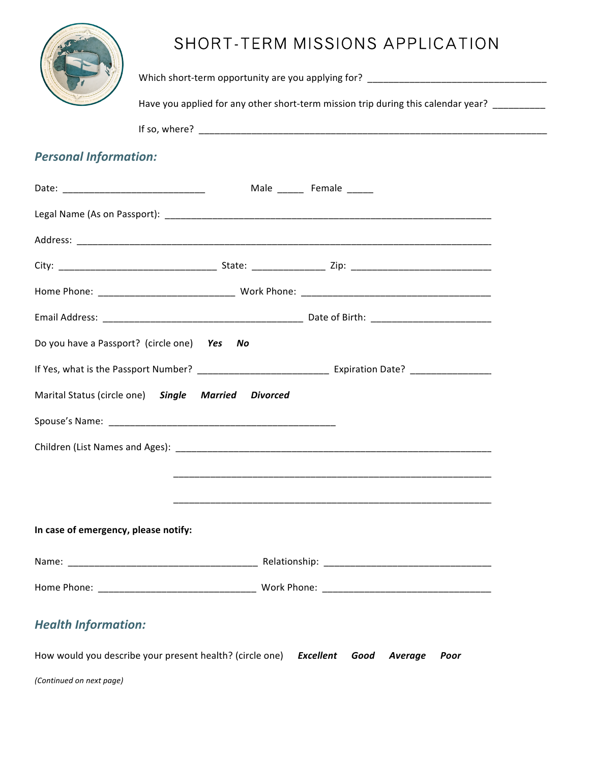# SHORT-TERM MISSIONS APPLICATION

Which short-term opportunity are you applying for? ___________________________________

Have you applied for any other short-term mission trip during this calendar year? __________

If so, where? ______________________________________________________________________

## *Personal Information:*

Date: ___________________________ Male _____ Female _____

Legal Name (As on Passport): _______________________________________________________________

Address: ______________________________________________________________________________

City: ______________________________ State: ______________ Zip: ___________________________

Home Phone: __________________________ Work Phone: _____________________________________

Email Address: ______________________________________ Date of Birth: ______________________

Do you have a Passport? (circle one) ***Yes*** ***No***

If Yes, what is the Passport Number? ________________________ Expiration Date? ______________

Marital Status (circle one) ***Single*** ***Married*** ***Divorced***

Spouse's Name: ___________________________________________

Children (List Names and Ages): ____________________________________________________________

____________________________________________________________

____________________________________________________________

**In case of emergency, please notify:**

Name: ____________________________________ Relationship: ______________________________

Home Phone: ______________________________ Work Phone: ________________________________

## *Health Information:*

How would you describe your present health? (circle one) ***Excellent*** ***Good*** ***Average*** ***Poor***

*(Continued on next page)*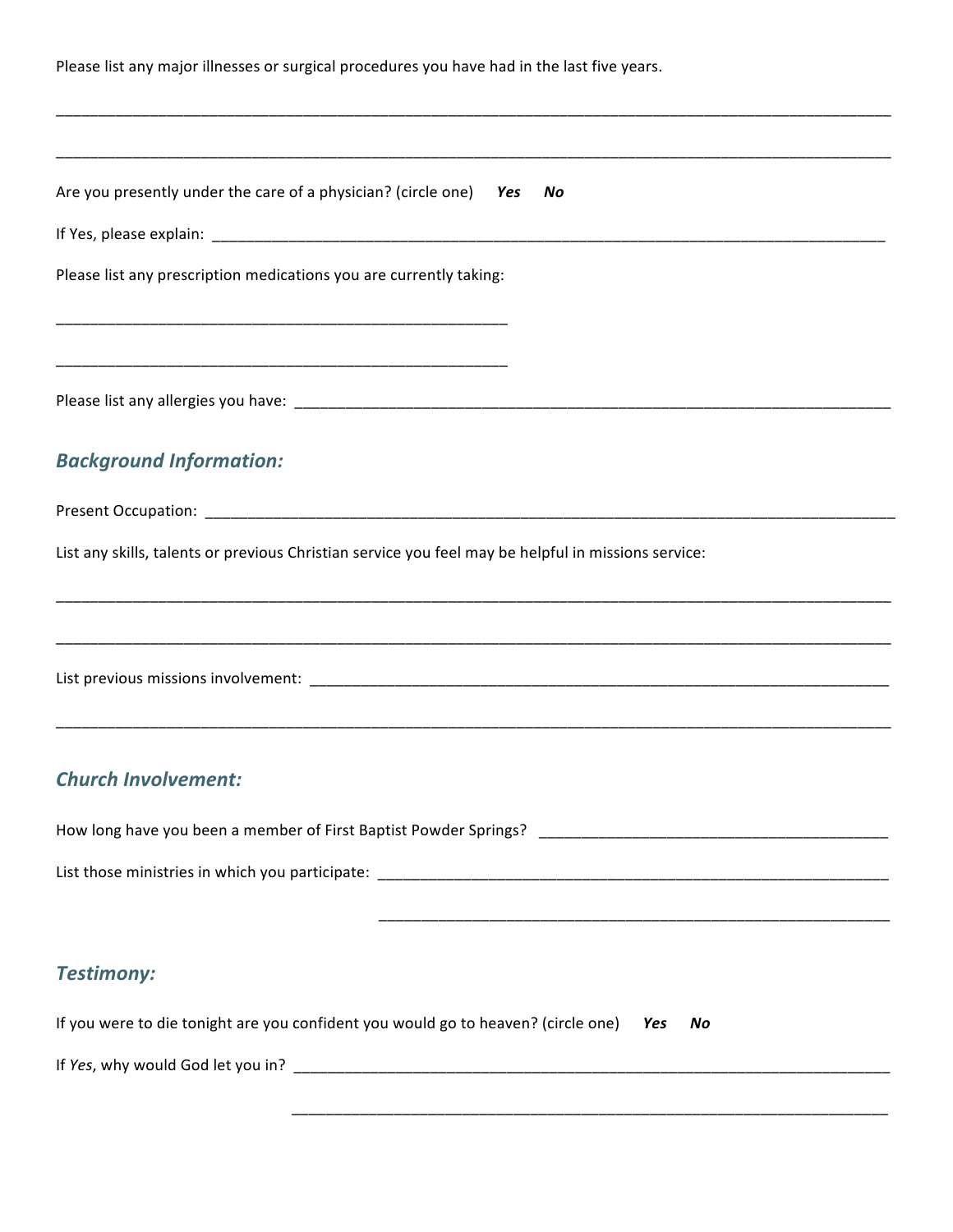Please list any major illnesses or surgical procedures you have had in the last five years.

_______________________________________________________________________________________________

_______________________________________________________________________________________________

Are you presently under the care of a physician? (circle one) ***Yes*** ***No***

If Yes, please explain: _______________________________________________________________________________

Please list any prescription medications you are currently taking:

___________________________________________________

___________________________________________________

Please list any allergies you have: ________________________________________________________________________

## *Background Information:*

Present Occupation: _________________________________________________________________________________

List any skills, talents or previous Christian service you feel may be helpful in missions service:

_______________________________________________________________________________________________

_______________________________________________________________________________________________

List previous missions involvement: _______________________________________________________________________

_______________________________________________________________________________________________

## *Church Involvement:*

How long have you been a member of First Baptist Powder Springs? _______________________________________

List those ministries in which you participate: ___________________________________________________________

___________________________________________________________

## *Testimony:*

If you were to die tonight are you confident you would go to heaven? (circle one) ***Yes*** ***No***

If *Yes*, why would God let you in? ______________________________________________________________________

______________________________________________________________________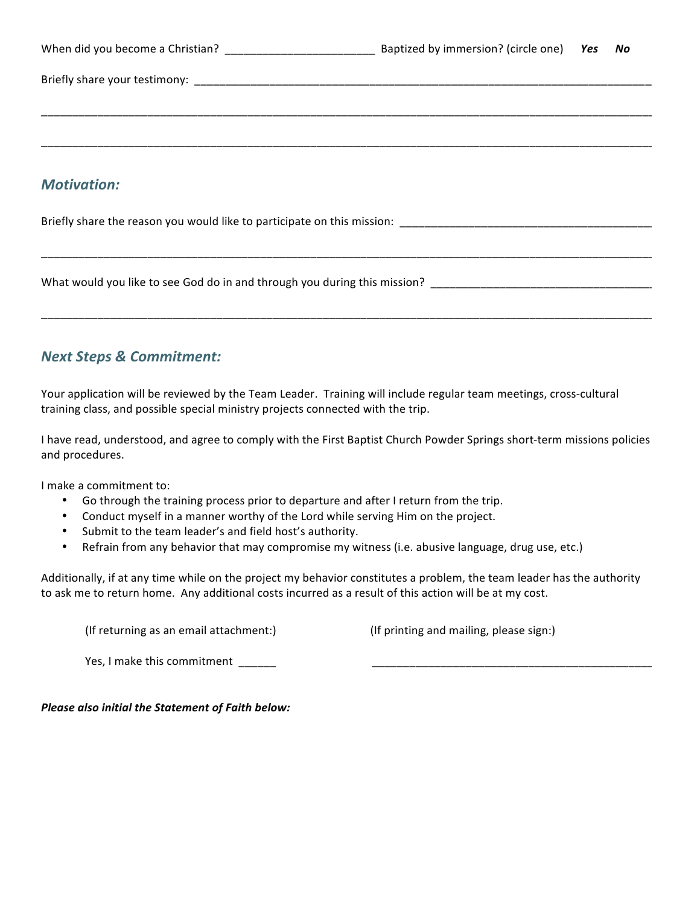When did you become a Christian? ________________________ Baptized by immersion? (circle one) ***Yes*** ***No***

Briefly share your testimony: ______________________________________________________________________________

_____________________________________________________________________________________________________________

_____________________________________________________________________________________________________________

## *Motivation:*

Briefly share the reason you would like to participate on this mission: __________________________________________

_____________________________________________________________________________________________________________

What would you like to see God do in and through you during this mission? ____________________________________

_____________________________________________________________________________________________________________

## *Next Steps & Commitment:*

Your application will be reviewed by the Team Leader. Training will include regular team meetings, cross-cultural training class, and possible special ministry projects connected with the trip.

I have read, understood, and agree to comply with the First Baptist Church Powder Springs short-term missions policies and procedures.

I make a commitment to:

- Go through the training process prior to departure and after I return from the trip.
- Conduct myself in a manner worthy of the Lord while serving Him on the project.
- Submit to the team leader's and field host's authority.
- Refrain from any behavior that may compromise my witness (i.e. abusive language, drug use, etc.)

Additionally, if at any time while on the project my behavior constitutes a problem, the team leader has the authority to ask me to return home. Any additional costs incurred as a result of this action will be at my cost.

(If returning as an email attachment:)

Yes, I make this commitment ______

(If printing and mailing, please sign:)

_______________________________________________

***Please also initial the Statement of Faith below:***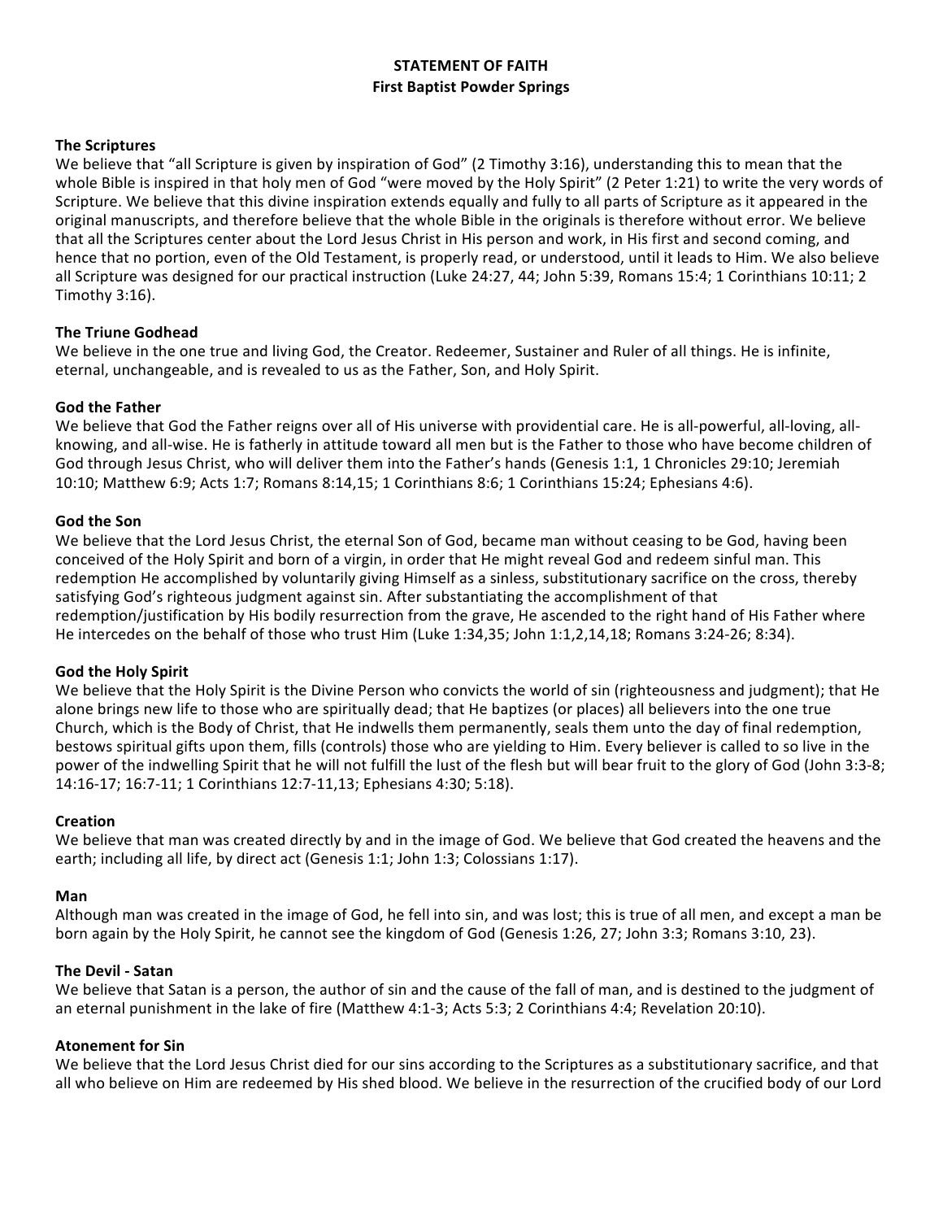# STATEMENT OF FAITH
## First Baptist Powder Springs

### The Scriptures

We believe that "all Scripture is given by inspiration of God" (2 Timothy 3:16), understanding this to mean that the whole Bible is inspired in that holy men of God "were moved by the Holy Spirit" (2 Peter 1:21) to write the very words of Scripture. We believe that this divine inspiration extends equally and fully to all parts of Scripture as it appeared in the original manuscripts, and therefore believe that the whole Bible in the originals is therefore without error. We believe that all the Scriptures center about the Lord Jesus Christ in His person and work, in His first and second coming, and hence that no portion, even of the Old Testament, is properly read, or understood, until it leads to Him. We also believe all Scripture was designed for our practical instruction (Luke 24:27, 44; John 5:39, Romans 15:4; 1 Corinthians 10:11; 2 Timothy 3:16).

### The Triune Godhead

We believe in the one true and living God, the Creator. Redeemer, Sustainer and Ruler of all things. He is infinite, eternal, unchangeable, and is revealed to us as the Father, Son, and Holy Spirit.

### God the Father

We believe that God the Father reigns over all of His universe with providential care. He is all-powerful, all-loving, all-knowing, and all-wise. He is fatherly in attitude toward all men but is the Father to those who have become children of God through Jesus Christ, who will deliver them into the Father's hands (Genesis 1:1, 1 Chronicles 29:10; Jeremiah 10:10; Matthew 6:9; Acts 1:7; Romans 8:14,15; 1 Corinthians 8:6; 1 Corinthians 15:24; Ephesians 4:6).

### God the Son

We believe that the Lord Jesus Christ, the eternal Son of God, became man without ceasing to be God, having been conceived of the Holy Spirit and born of a virgin, in order that He might reveal God and redeem sinful man. This redemption He accomplished by voluntarily giving Himself as a sinless, substitutionary sacrifice on the cross, thereby satisfying God's righteous judgment against sin. After substantiating the accomplishment of that redemption/justification by His bodily resurrection from the grave, He ascended to the right hand of His Father where He intercedes on the behalf of those who trust Him (Luke 1:34,35; John 1:1,2,14,18; Romans 3:24-26; 8:34).

### God the Holy Spirit

We believe that the Holy Spirit is the Divine Person who convicts the world of sin (righteousness and judgment); that He alone brings new life to those who are spiritually dead; that He baptizes (or places) all believers into the one true Church, which is the Body of Christ, that He indwells them permanently, seals them unto the day of final redemption, bestows spiritual gifts upon them, fills (controls) those who are yielding to Him. Every believer is called to so live in the power of the indwelling Spirit that he will not fulfill the lust of the flesh but will bear fruit to the glory of God (John 3:3-8; 14:16-17; 16:7-11; 1 Corinthians 12:7-11,13; Ephesians 4:30; 5:18).

### Creation

We believe that man was created directly by and in the image of God. We believe that God created the heavens and the earth; including all life, by direct act (Genesis 1:1; John 1:3; Colossians 1:17).

### Man

Although man was created in the image of God, he fell into sin, and was lost; this is true of all men, and except a man be born again by the Holy Spirit, he cannot see the kingdom of God (Genesis 1:26, 27; John 3:3; Romans 3:10, 23).

### The Devil - Satan

We believe that Satan is a person, the author of sin and the cause of the fall of man, and is destined to the judgment of an eternal punishment in the lake of fire (Matthew 4:1-3; Acts 5:3; 2 Corinthians 4:4; Revelation 20:10).

### Atonement for Sin

We believe that the Lord Jesus Christ died for our sins according to the Scriptures as a substitutionary sacrifice, and that all who believe on Him are redeemed by His shed blood. We believe in the resurrection of the crucified body of our Lord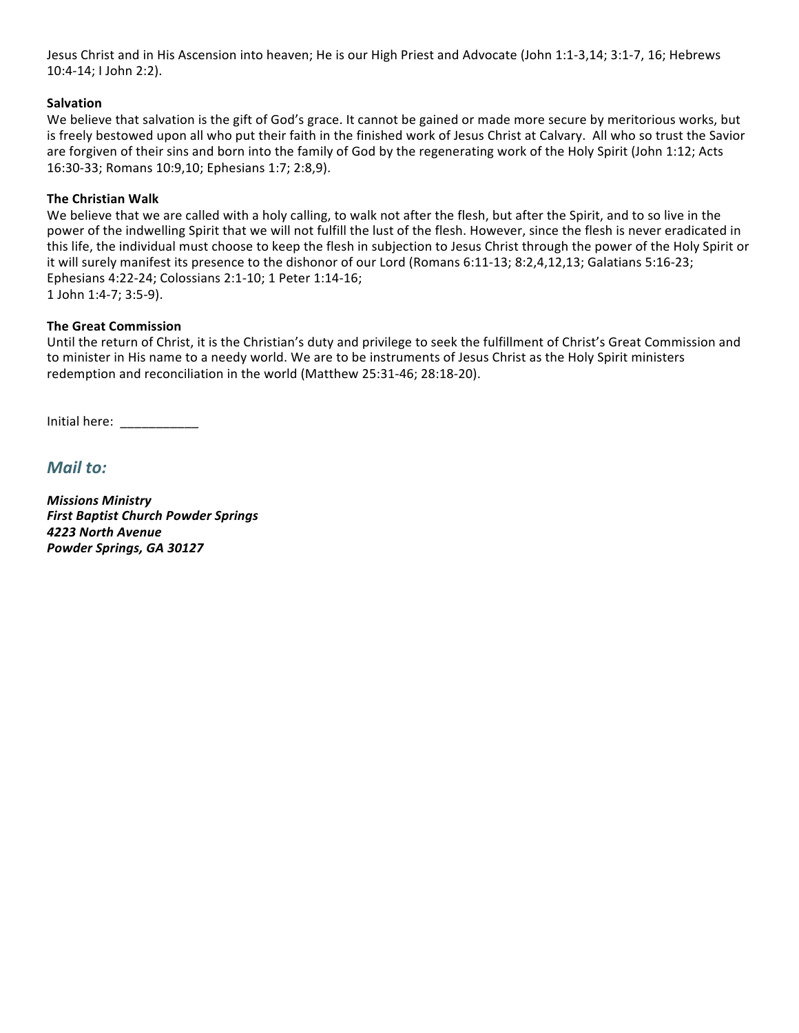Jesus Christ and in His Ascension into heaven; He is our High Priest and Advocate (John 1:1-3,14; 3:1-7, 16; Hebrews 10:4-14; I John 2:2).

**Salvation**

We believe that salvation is the gift of God's grace. It cannot be gained or made more secure by meritorious works, but is freely bestowed upon all who put their faith in the finished work of Jesus Christ at Calvary. All who so trust the Savior are forgiven of their sins and born into the family of God by the regenerating work of the Holy Spirit (John 1:12; Acts 16:30-33; Romans 10:9,10; Ephesians 1:7; 2:8,9).

**The Christian Walk**

We believe that we are called with a holy calling, to walk not after the flesh, but after the Spirit, and to so live in the power of the indwelling Spirit that we will not fulfill the lust of the flesh. However, since the flesh is never eradicated in this life, the individual must choose to keep the flesh in subjection to Jesus Christ through the power of the Holy Spirit or it will surely manifest its presence to the dishonor of our Lord (Romans 6:11-13; 8:2,4,12,13; Galatians 5:16-23; Ephesians 4:22-24; Colossians 2:1-10; 1 Peter 1:14-16;
1 John 1:4-7; 3:5-9).

**The Great Commission**

Until the return of Christ, it is the Christian's duty and privilege to seek the fulfillment of Christ's Great Commission and to minister in His name to a needy world. We are to be instruments of Jesus Christ as the Holy Spirit ministers redemption and reconciliation in the world (Matthew 25:31-46; 28:18-20).

Initial here: ___________

## *Mail to:*

***Missions Ministry***
***First Baptist Church Powder Springs***
***4223 North Avenue***
***Powder Springs, GA 30127***